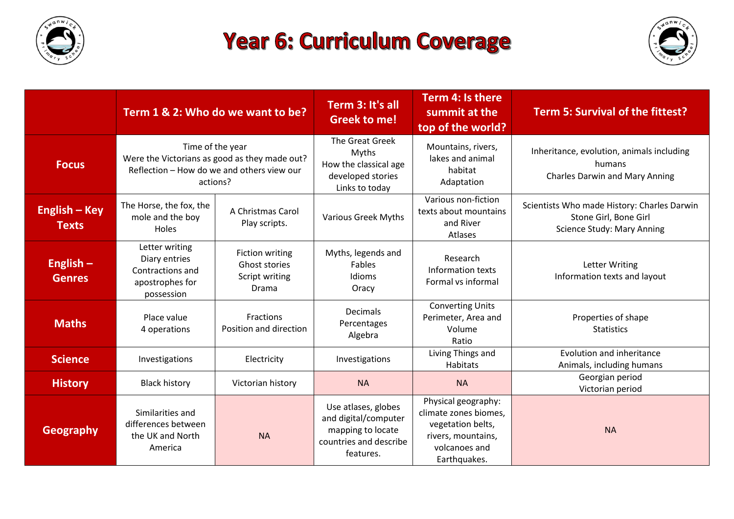# Year 6: Curriculum Coverage

| | Term 1 & 2: Who do we want to be? | | Term 3: It's all Greek to me! | Term 4: Is there summit at the top of the world? | Term 5: Survival of the fittest? |
|---|---|---|---|---|---|
| **Focus** | Time of the year<br>Were the Victorians as good as they made out?<br>Reflection – How do we and others view our actions? | | The Great Greek Myths<br>How the classical age developed stories<br>Links to today | Mountains, rivers, lakes and animal habitat<br>Adaptation | Inheritance, evolution, animals including humans<br>Charles Darwin and Mary Anning |
| **English – Key Texts** | The Horse, the fox, the mole and the boy<br>Holes | A Christmas Carol<br>Play scripts. | Various Greek Myths | Various non-fiction texts about mountains and River<br>Atlases | Scientists Who made History: Charles Darwin<br>Stone Girl, Bone Girl<br>Science Study: Mary Anning |
| **English – Genres** | Letter writing<br>Diary entries<br>Contractions and apostrophes for possession | Fiction writing<br>Ghost stories<br>Script writing<br>Drama | Myths, legends and Fables<br>Idioms<br>Oracy | Research<br>Information texts<br>Formal vs informal | Letter Writing<br>Information texts and layout |
| **Maths** | Place value<br>4 operations | Fractions<br>Position and direction | Decimals<br>Percentages<br>Algebra | Converting Units<br>Perimeter, Area and Volume<br>Ratio | Properties of shape<br>Statistics |
| **Science** | Investigations | Electricity | Investigations | Living Things and Habitats | Evolution and inheritance<br>Animals, including humans |
| **History** | Black history | Victorian history | NA | NA | Georgian period<br>Victorian period |
| **Geography** | Similarities and differences between the UK and North America | NA | Use atlases, globes and digital/computer mapping to locate countries and describe features. | Physical geography: climate zones biomes, vegetation belts, rivers, mountains, volcanoes and Earthquakes. | NA |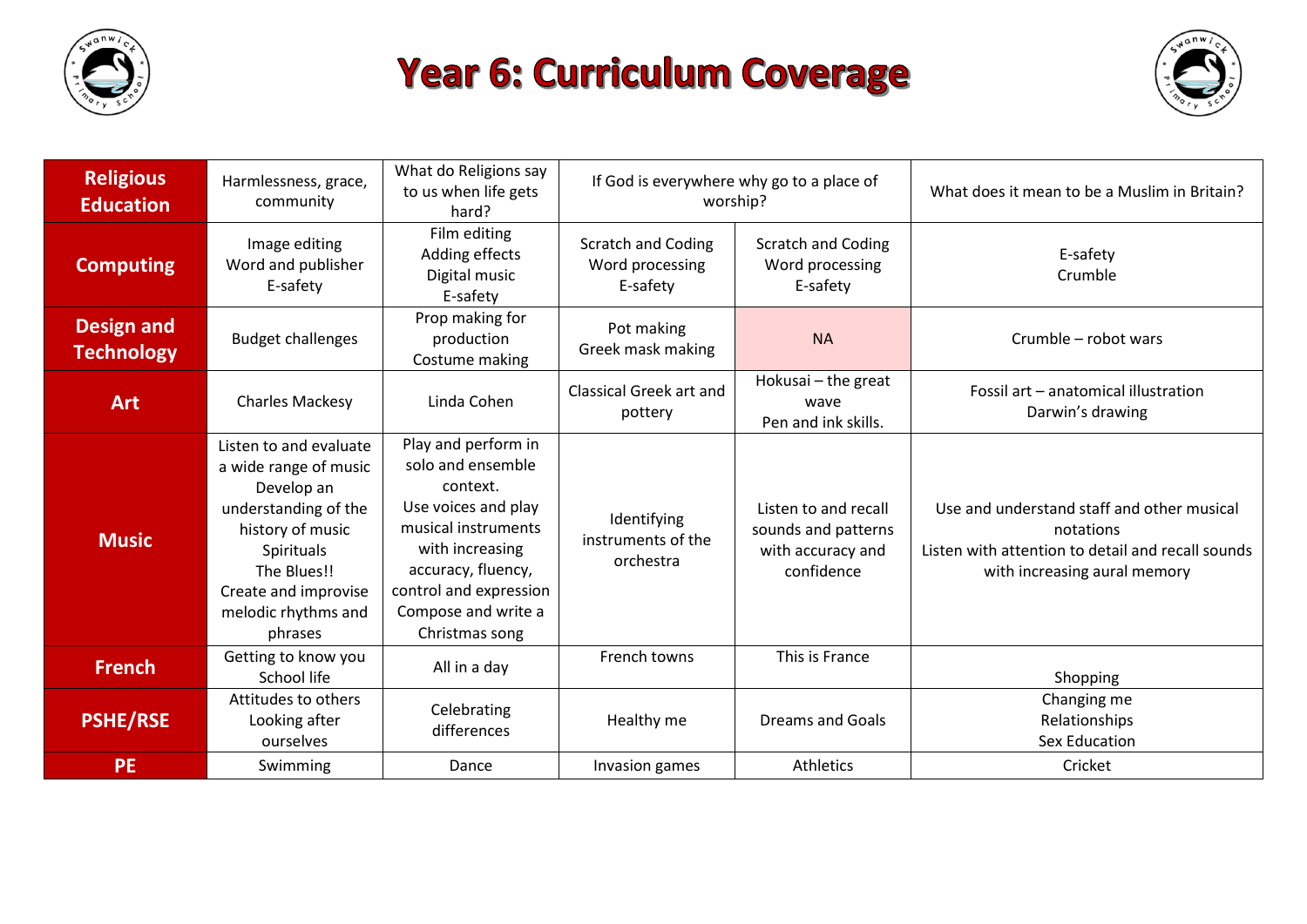# Year 6: Curriculum Coverage

| | | | | | |
|---|---|---|---|---|---|
| **Religious Education** | Harmlessness, grace, community | What do Religions say to us when life gets hard? | If God is everywhere why go to a place of worship? | | What does it mean to be a Muslim in Britain? |
| **Computing** | Image editing<br>Word and publisher<br>E-safety | Film editing<br>Adding effects<br>Digital music<br>E-safety | Scratch and Coding<br>Word processing<br>E-safety | Scratch and Coding<br>Word processing<br>E-safety | E-safety<br>Crumble |
| **Design and Technology** | Budget challenges | Prop making for production<br>Costume making | Pot making<br>Greek mask making | NA | Crumble – robot wars |
| **Art** | Charles Mackesy | Linda Cohen | Classical Greek art and pottery | Hokusai – the great wave<br>Pen and ink skills. | Fossil art – anatomical illustration<br>Darwin's drawing |
| **Music** | Listen to and evaluate a wide range of music<br>Develop an understanding of the history of music<br>Spirituals<br>The Blues!!<br>Create and improvise melodic rhythms and phrases | Play and perform in solo and ensemble context.<br>Use voices and play musical instruments with increasing accuracy, fluency, control and expression<br>Compose and write a Christmas song | Identifying instruments of the orchestra | Listen to and recall sounds and patterns with accuracy and confidence | Use and understand staff and other musical notations<br>Listen with attention to detail and recall sounds with increasing aural memory |
| **French** | Getting to know you<br>School life | All in a day | French towns | This is France | Shopping |
| **PSHE/RSE** | Attitudes to others<br>Looking after ourselves | Celebrating differences | Healthy me | Dreams and Goals | Changing me<br>Relationships<br>Sex Education |
| **PE** | Swimming | Dance | Invasion games | Athletics | Cricket |